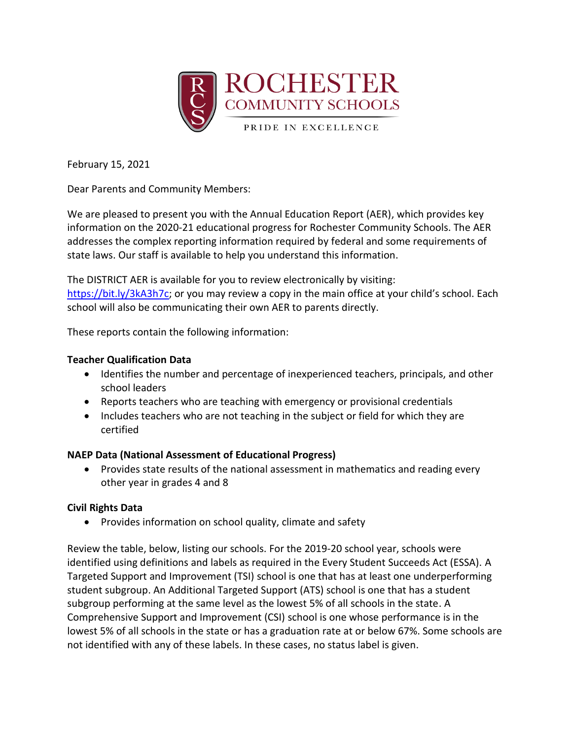ROCHESTER COMMUNITY SCHOOLS

PRIDE IN EXCELLENCE

February 15, 2021

Dear Parents and Community Members:

We are pleased to present you with the Annual Education Report (AER), which provides key information on the 2020-21 educational progress for Rochester Community Schools. The AER addresses the complex reporting information required by federal and some requirements of state laws. Our staff is available to help you understand this information.

The DISTRICT AER is available for you to review electronically by visiting: https://bit.ly/3kA3h7c; or you may review a copy in the main office at your child's school. Each school will also be communicating their own AER to parents directly.

These reports contain the following information:

**Teacher Qualification Data**

- Identifies the number and percentage of inexperienced teachers, principals, and other school leaders
- Reports teachers who are teaching with emergency or provisional credentials
- Includes teachers who are not teaching in the subject or field for which they are certified

**NAEP Data (National Assessment of Educational Progress)**

- Provides state results of the national assessment in mathematics and reading every other year in grades 4 and 8

**Civil Rights Data**

- Provides information on school quality, climate and safety

Review the table, below, listing our schools. For the 2019-20 school year, schools were identified using definitions and labels as required in the Every Student Succeeds Act (ESSA). A Targeted Support and Improvement (TSI) school is one that has at least one underperforming student subgroup. An Additional Targeted Support (ATS) school is one that has a student subgroup performing at the same level as the lowest 5% of all schools in the state. A Comprehensive Support and Improvement (CSI) school is one whose performance is in the lowest 5% of all schools in the state or has a graduation rate at or below 67%. Some schools are not identified with any of these labels. In these cases, no status label is given.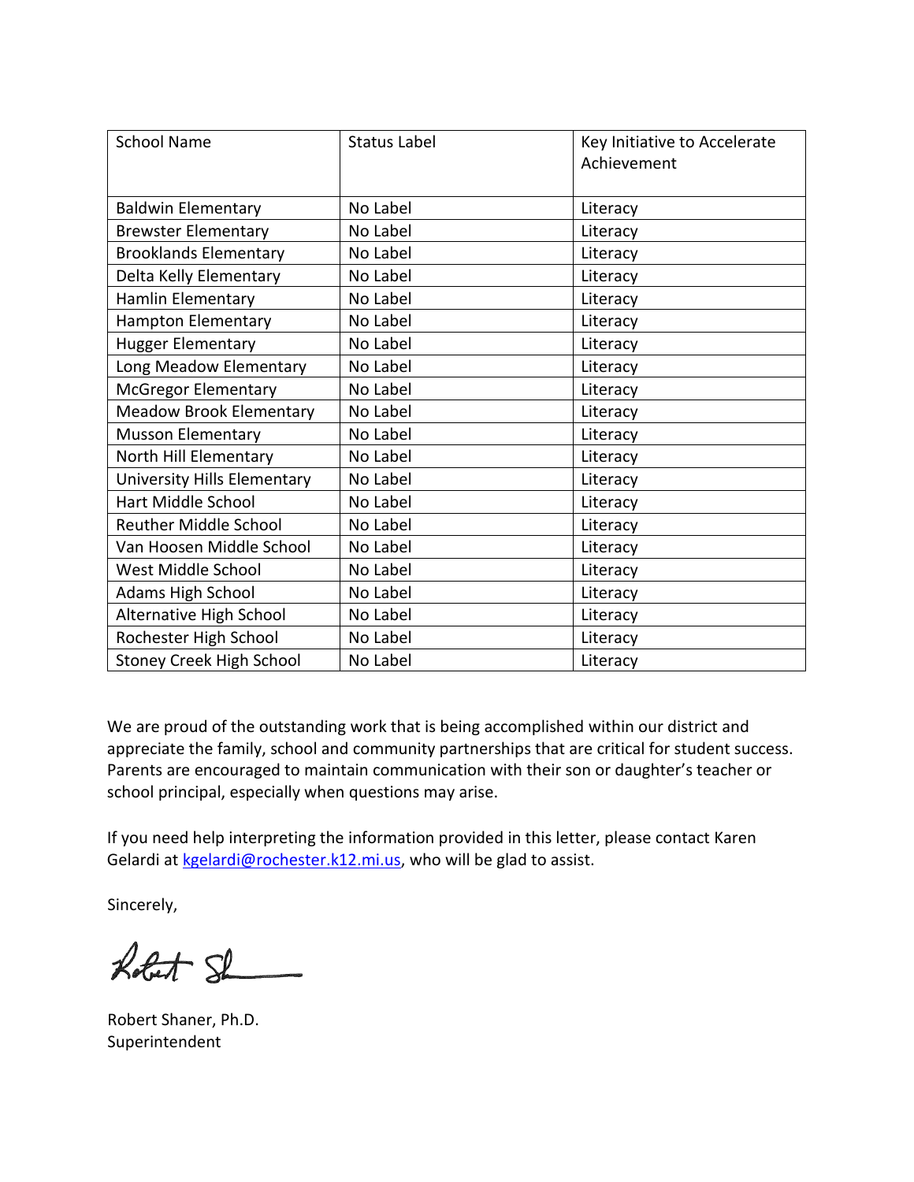| School Name | Status Label | Key Initiative to Accelerate Achievement |
|---|---|---|
| Baldwin Elementary | No Label | Literacy |
| Brewster Elementary | No Label | Literacy |
| Brooklands Elementary | No Label | Literacy |
| Delta Kelly Elementary | No Label | Literacy |
| Hamlin Elementary | No Label | Literacy |
| Hampton Elementary | No Label | Literacy |
| Hugger Elementary | No Label | Literacy |
| Long Meadow Elementary | No Label | Literacy |
| McGregor Elementary | No Label | Literacy |
| Meadow Brook Elementary | No Label | Literacy |
| Musson Elementary | No Label | Literacy |
| North Hill Elementary | No Label | Literacy |
| University Hills Elementary | No Label | Literacy |
| Hart Middle School | No Label | Literacy |
| Reuther Middle School | No Label | Literacy |
| Van Hoosen Middle School | No Label | Literacy |
| West Middle School | No Label | Literacy |
| Adams High School | No Label | Literacy |
| Alternative High School | No Label | Literacy |
| Rochester High School | No Label | Literacy |
| Stoney Creek High School | No Label | Literacy |

We are proud of the outstanding work that is being accomplished within our district and appreciate the family, school and community partnerships that are critical for student success. Parents are encouraged to maintain communication with their son or daughter's teacher or school principal, especially when questions may arise.

If you need help interpreting the information provided in this letter, please contact Karen Gelardi at kgelardi@rochester.k12.mi.us, who will be glad to assist.

Sincerely,

Robert Shaner, Ph.D.
Superintendent